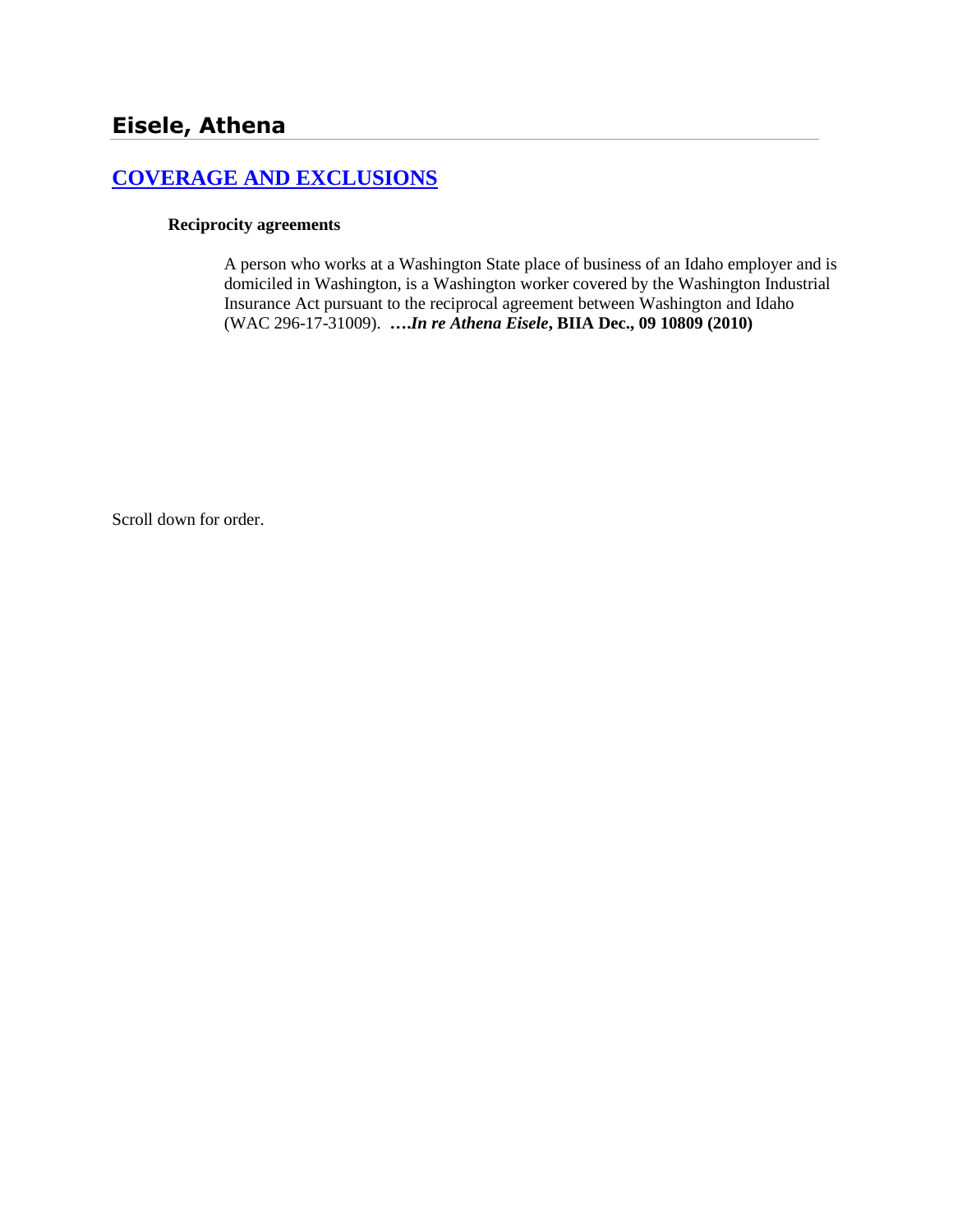## Eisele, Athena

### [COVERAGE AND EXCLUSIONS]

**Reciprocity agreements**

> A person who works at a Washington State place of business of an Idaho employer and is domiciled in Washington, is a Washington worker covered by the Washington Industrial Insurance Act pursuant to the reciprocal agreement between Washington and Idaho (WAC 296-17-31009). **….*In re Athena Eisele*, BIIA Dec., 09 10809 (2010)**

Scroll down for order.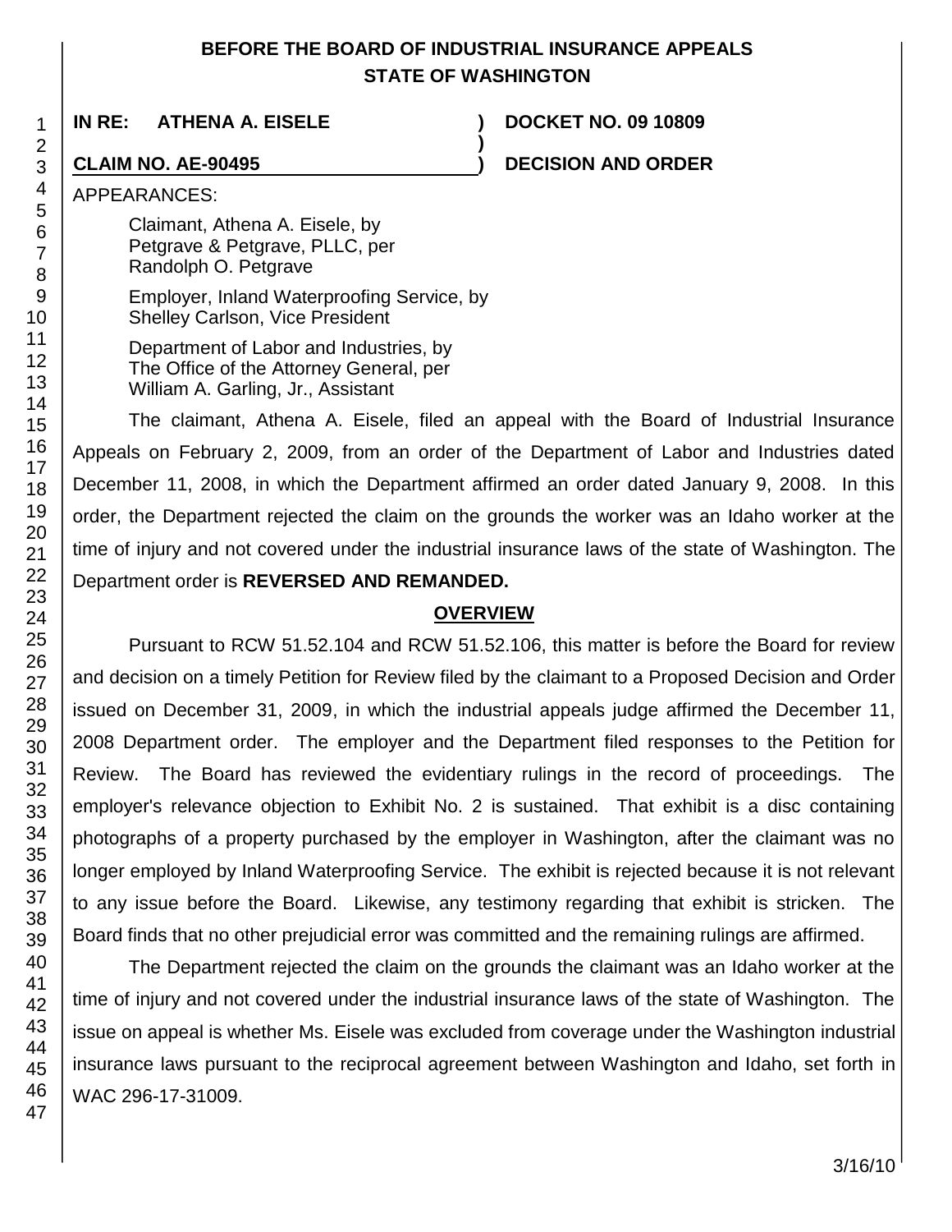**BEFORE THE BOARD OF INDUSTRIAL INSURANCE APPEALS**
**STATE OF WASHINGTON**

**IN RE: ATHENA A. EISELE** ) **DOCKET NO. 09 10809**
)
**CLAIM NO. AE-90495** ) **DECISION AND ORDER**

APPEARANCES:

Claimant, Athena A. Eisele, by
Petgrave & Petgrave, PLLC, per
Randolph O. Petgrave

Employer, Inland Waterproofing Service, by
Shelley Carlson, Vice President

Department of Labor and Industries, by
The Office of the Attorney General, per
William A. Garling, Jr., Assistant

The claimant, Athena A. Eisele, filed an appeal with the Board of Industrial Insurance Appeals on February 2, 2009, from an order of the Department of Labor and Industries dated December 11, 2008, in which the Department affirmed an order dated January 9, 2008. In this order, the Department rejected the claim on the grounds the worker was an Idaho worker at the time of injury and not covered under the industrial insurance laws of the state of Washington. The Department order is **REVERSED AND REMANDED.**

## OVERVIEW

Pursuant to RCW 51.52.104 and RCW 51.52.106, this matter is before the Board for review and decision on a timely Petition for Review filed by the claimant to a Proposed Decision and Order issued on December 31, 2009, in which the industrial appeals judge affirmed the December 11, 2008 Department order. The employer and the Department filed responses to the Petition for Review. The Board has reviewed the evidentiary rulings in the record of proceedings. The employer's relevance objection to Exhibit No. 2 is sustained. That exhibit is a disc containing photographs of a property purchased by the employer in Washington, after the claimant was no longer employed by Inland Waterproofing Service. The exhibit is rejected because it is not relevant to any issue before the Board. Likewise, any testimony regarding that exhibit is stricken. The Board finds that no other prejudicial error was committed and the remaining rulings are affirmed.

The Department rejected the claim on the grounds the claimant was an Idaho worker at the time of injury and not covered under the industrial insurance laws of the state of Washington. The issue on appeal is whether Ms. Eisele was excluded from coverage under the Washington industrial insurance laws pursuant to the reciprocal agreement between Washington and Idaho, set forth in WAC 296-17-31009.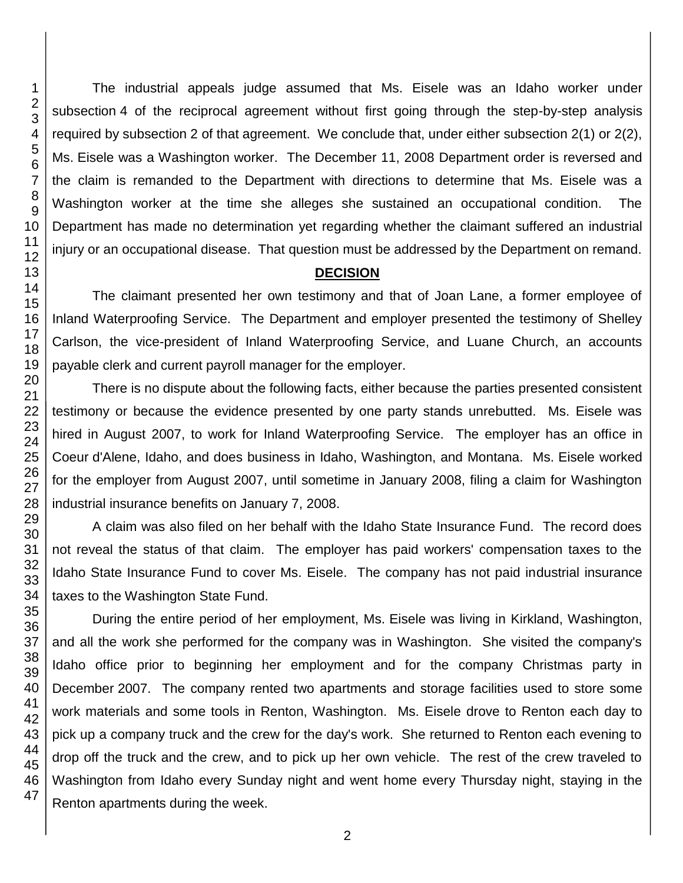The industrial appeals judge assumed that Ms. Eisele was an Idaho worker under subsection 4 of the reciprocal agreement without first going through the step-by-step analysis required by subsection 2 of that agreement. We conclude that, under either subsection 2(1) or 2(2), Ms. Eisele was a Washington worker. The December 11, 2008 Department order is reversed and the claim is remanded to the Department with directions to determine that Ms. Eisele was a Washington worker at the time she alleges she sustained an occupational condition. The Department has made no determination yet regarding whether the claimant suffered an industrial injury or an occupational disease. That question must be addressed by the Department on remand.

## DECISION

The claimant presented her own testimony and that of Joan Lane, a former employee of Inland Waterproofing Service. The Department and employer presented the testimony of Shelley Carlson, the vice-president of Inland Waterproofing Service, and Luane Church, an accounts payable clerk and current payroll manager for the employer.

There is no dispute about the following facts, either because the parties presented consistent testimony or because the evidence presented by one party stands unrebutted. Ms. Eisele was hired in August 2007, to work for Inland Waterproofing Service. The employer has an office in Coeur d'Alene, Idaho, and does business in Idaho, Washington, and Montana. Ms. Eisele worked for the employer from August 2007, until sometime in January 2008, filing a claim for Washington industrial insurance benefits on January 7, 2008.

A claim was also filed on her behalf with the Idaho State Insurance Fund. The record does not reveal the status of that claim. The employer has paid workers' compensation taxes to the Idaho State Insurance Fund to cover Ms. Eisele. The company has not paid industrial insurance taxes to the Washington State Fund.

During the entire period of her employment, Ms. Eisele was living in Kirkland, Washington, and all the work she performed for the company was in Washington. She visited the company's Idaho office prior to beginning her employment and for the company Christmas party in December 2007. The company rented two apartments and storage facilities used to store some work materials and some tools in Renton, Washington. Ms. Eisele drove to Renton each day to pick up a company truck and the crew for the day's work. She returned to Renton each evening to drop off the truck and the crew, and to pick up her own vehicle. The rest of the crew traveled to Washington from Idaho every Sunday night and went home every Thursday night, staying in the Renton apartments during the week.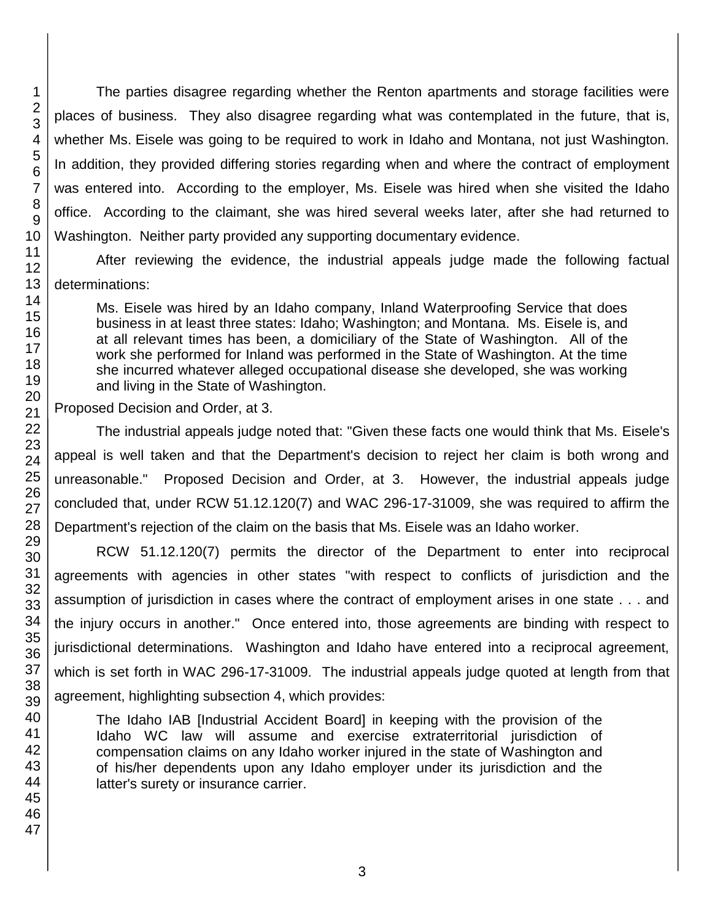The parties disagree regarding whether the Renton apartments and storage facilities were places of business. They also disagree regarding what was contemplated in the future, that is, whether Ms. Eisele was going to be required to work in Idaho and Montana, not just Washington. In addition, they provided differing stories regarding when and where the contract of employment was entered into. According to the employer, Ms. Eisele was hired when she visited the Idaho office. According to the claimant, she was hired several weeks later, after she had returned to Washington. Neither party provided any supporting documentary evidence.

After reviewing the evidence, the industrial appeals judge made the following factual determinations:

> Ms. Eisele was hired by an Idaho company, Inland Waterproofing Service that does business in at least three states: Idaho; Washington; and Montana. Ms. Eisele is, and at all relevant times has been, a domiciliary of the State of Washington. All of the work she performed for Inland was performed in the State of Washington. At the time she incurred whatever alleged occupational disease she developed, she was working and living in the State of Washington.

Proposed Decision and Order, at 3.

The industrial appeals judge noted that: "Given these facts one would think that Ms. Eisele's appeal is well taken and that the Department's decision to reject her claim is both wrong and unreasonable." Proposed Decision and Order, at 3. However, the industrial appeals judge concluded that, under RCW 51.12.120(7) and WAC 296-17-31009, she was required to affirm the Department's rejection of the claim on the basis that Ms. Eisele was an Idaho worker.

RCW 51.12.120(7) permits the director of the Department to enter into reciprocal agreements with agencies in other states "with respect to conflicts of jurisdiction and the assumption of jurisdiction in cases where the contract of employment arises in one state . . . and the injury occurs in another." Once entered into, those agreements are binding with respect to jurisdictional determinations. Washington and Idaho have entered into a reciprocal agreement, which is set forth in WAC 296-17-31009. The industrial appeals judge quoted at length from that agreement, highlighting subsection 4, which provides:

> The Idaho IAB [Industrial Accident Board] in keeping with the provision of the Idaho WC law will assume and exercise extraterritorial jurisdiction of compensation claims on any Idaho worker injured in the state of Washington and of his/her dependents upon any Idaho employer under its jurisdiction and the latter's surety or insurance carrier.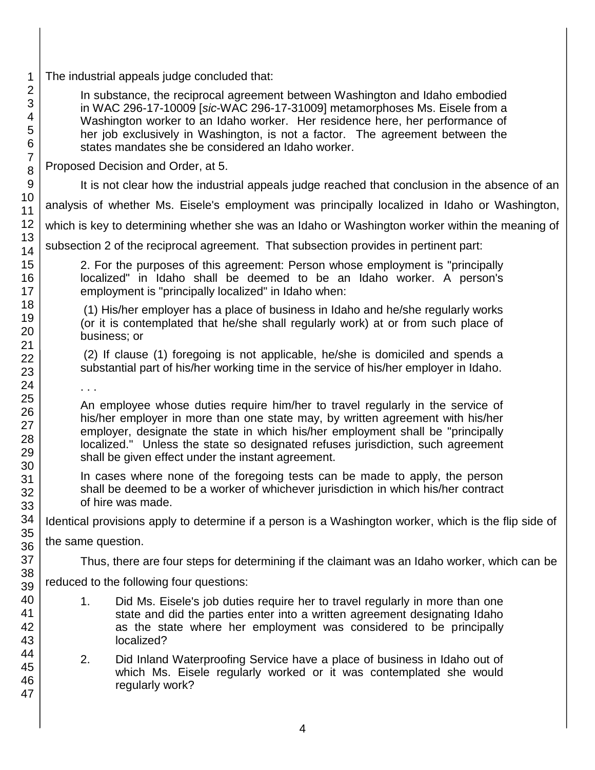The industrial appeals judge concluded that:

> In substance, the reciprocal agreement between Washington and Idaho embodied in WAC 296-17-10009 [*sic*-WAC 296-17-31009] metamorphoses Ms. Eisele from a Washington worker to an Idaho worker. Her residence here, her performance of her job exclusively in Washington, is not a factor. The agreement between the states mandates she be considered an Idaho worker.

Proposed Decision and Order, at 5.

It is not clear how the industrial appeals judge reached that conclusion in the absence of an analysis of whether Ms. Eisele's employment was principally localized in Idaho or Washington, which is key to determining whether she was an Idaho or Washington worker within the meaning of subsection 2 of the reciprocal agreement. That subsection provides in pertinent part:

> 2. For the purposes of this agreement: Person whose employment is "principally localized" in Idaho shall be deemed to be an Idaho worker. A person's employment is "principally localized" in Idaho when:
>
> (1) His/her employer has a place of business in Idaho and he/she regularly works (or it is contemplated that he/she shall regularly work) at or from such place of business; or
>
> (2) If clause (1) foregoing is not applicable, he/she is domiciled and spends a substantial part of his/her working time in the service of his/her employer in Idaho.
>
> . . .
>
> An employee whose duties require him/her to travel regularly in the service of his/her employer in more than one state may, by written agreement with his/her employer, designate the state in which his/her employment shall be "principally localized." Unless the state so designated refuses jurisdiction, such agreement shall be given effect under the instant agreement.
>
> In cases where none of the foregoing tests can be made to apply, the person shall be deemed to be a worker of whichever jurisdiction in which his/her contract of hire was made.

Identical provisions apply to determine if a person is a Washington worker, which is the flip side of the same question.

Thus, there are four steps for determining if the claimant was an Idaho worker, which can be reduced to the following four questions:

1. Did Ms. Eisele's job duties require her to travel regularly in more than one state and did the parties enter into a written agreement designating Idaho as the state where her employment was considered to be principally localized?

2. Did Inland Waterproofing Service have a place of business in Idaho out of which Ms. Eisele regularly worked or it was contemplated she would regularly work?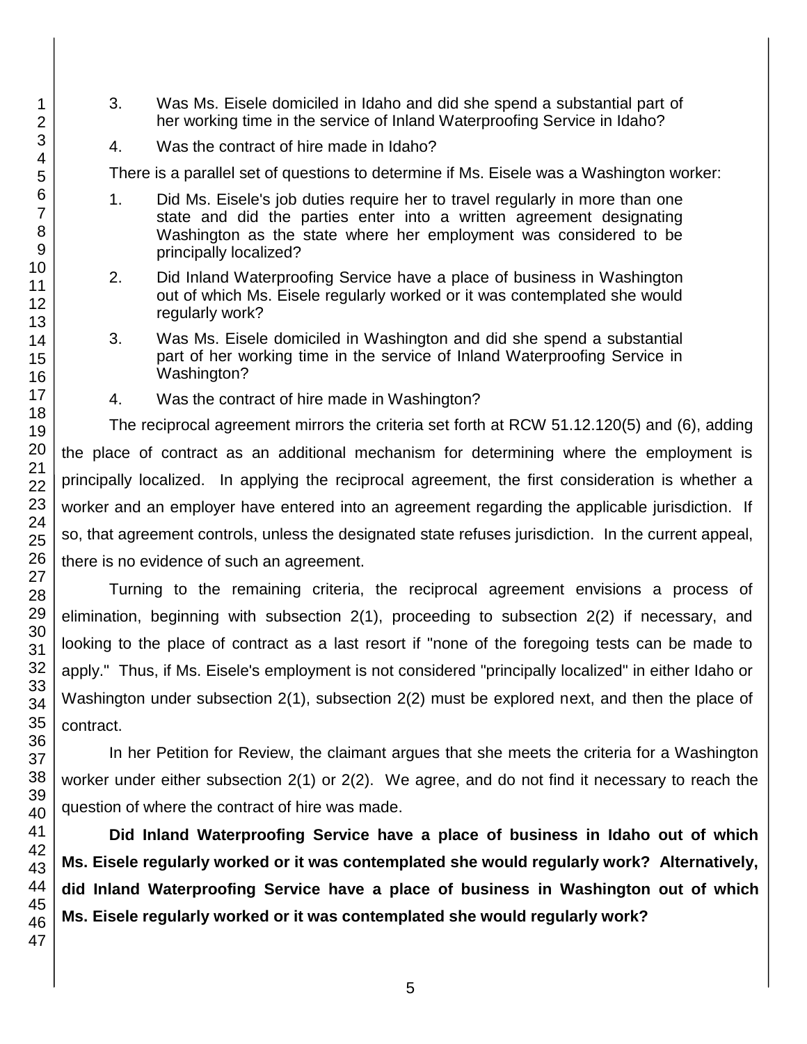3. Was Ms. Eisele domiciled in Idaho and did she spend a substantial part of her working time in the service of Inland Waterproofing Service in Idaho?

4. Was the contract of hire made in Idaho?

There is a parallel set of questions to determine if Ms. Eisele was a Washington worker:

1. Did Ms. Eisele's job duties require her to travel regularly in more than one state and did the parties enter into a written agreement designating Washington as the state where her employment was considered to be principally localized?

2. Did Inland Waterproofing Service have a place of business in Washington out of which Ms. Eisele regularly worked or it was contemplated she would regularly work?

3. Was Ms. Eisele domiciled in Washington and did she spend a substantial part of her working time in the service of Inland Waterproofing Service in Washington?

4. Was the contract of hire made in Washington?

The reciprocal agreement mirrors the criteria set forth at RCW 51.12.120(5) and (6), adding the place of contract as an additional mechanism for determining where the employment is principally localized. In applying the reciprocal agreement, the first consideration is whether a worker and an employer have entered into an agreement regarding the applicable jurisdiction. If so, that agreement controls, unless the designated state refuses jurisdiction. In the current appeal, there is no evidence of such an agreement.

Turning to the remaining criteria, the reciprocal agreement envisions a process of elimination, beginning with subsection 2(1), proceeding to subsection 2(2) if necessary, and looking to the place of contract as a last resort if "none of the foregoing tests can be made to apply." Thus, if Ms. Eisele's employment is not considered "principally localized" in either Idaho or Washington under subsection 2(1), subsection 2(2) must be explored next, and then the place of contract.

In her Petition for Review, the claimant argues that she meets the criteria for a Washington worker under either subsection 2(1) or 2(2). We agree, and do not find it necessary to reach the question of where the contract of hire was made.

**Did Inland Waterproofing Service have a place of business in Idaho out of which Ms. Eisele regularly worked or it was contemplated she would regularly work? Alternatively, did Inland Waterproofing Service have a place of business in Washington out of which Ms. Eisele regularly worked or it was contemplated she would regularly work?**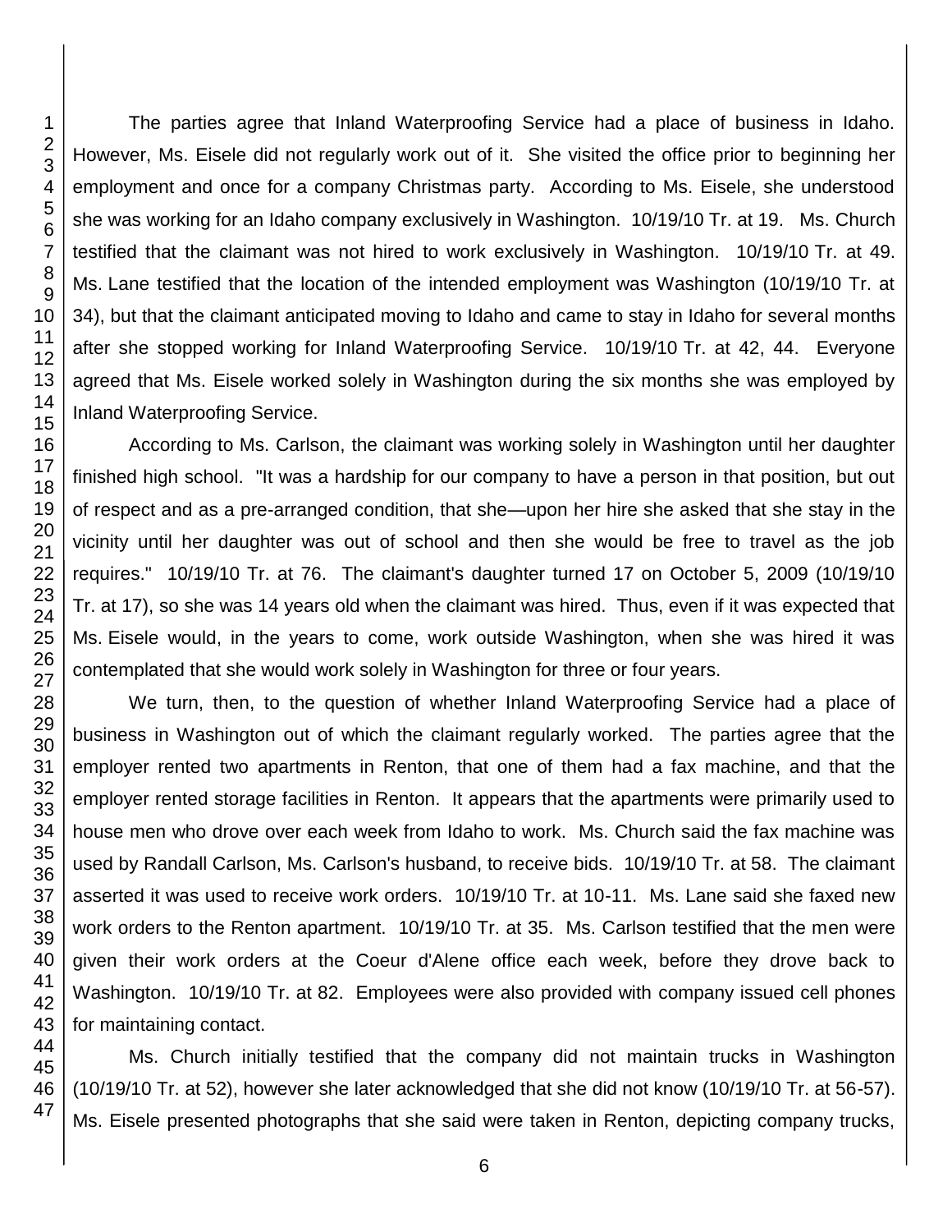The parties agree that Inland Waterproofing Service had a place of business in Idaho. However, Ms. Eisele did not regularly work out of it. She visited the office prior to beginning her employment and once for a company Christmas party. According to Ms. Eisele, she understood she was working for an Idaho company exclusively in Washington. 10/19/10 Tr. at 19. Ms. Church testified that the claimant was not hired to work exclusively in Washington. 10/19/10 Tr. at 49. Ms. Lane testified that the location of the intended employment was Washington (10/19/10 Tr. at 34), but that the claimant anticipated moving to Idaho and came to stay in Idaho for several months after she stopped working for Inland Waterproofing Service. 10/19/10 Tr. at 42, 44. Everyone agreed that Ms. Eisele worked solely in Washington during the six months she was employed by Inland Waterproofing Service.

According to Ms. Carlson, the claimant was working solely in Washington until her daughter finished high school. "It was a hardship for our company to have a person in that position, but out of respect and as a pre-arranged condition, that she—upon her hire she asked that she stay in the vicinity until her daughter was out of school and then she would be free to travel as the job requires." 10/19/10 Tr. at 76. The claimant's daughter turned 17 on October 5, 2009 (10/19/10 Tr. at 17), so she was 14 years old when the claimant was hired. Thus, even if it was expected that Ms. Eisele would, in the years to come, work outside Washington, when she was hired it was contemplated that she would work solely in Washington for three or four years.

We turn, then, to the question of whether Inland Waterproofing Service had a place of business in Washington out of which the claimant regularly worked. The parties agree that the employer rented two apartments in Renton, that one of them had a fax machine, and that the employer rented storage facilities in Renton. It appears that the apartments were primarily used to house men who drove over each week from Idaho to work. Ms. Church said the fax machine was used by Randall Carlson, Ms. Carlson's husband, to receive bids. 10/19/10 Tr. at 58. The claimant asserted it was used to receive work orders. 10/19/10 Tr. at 10-11. Ms. Lane said she faxed new work orders to the Renton apartment. 10/19/10 Tr. at 35. Ms. Carlson testified that the men were given their work orders at the Coeur d'Alene office each week, before they drove back to Washington. 10/19/10 Tr. at 82. Employees were also provided with company issued cell phones for maintaining contact.

Ms. Church initially testified that the company did not maintain trucks in Washington (10/19/10 Tr. at 52), however she later acknowledged that she did not know (10/19/10 Tr. at 56-57). Ms. Eisele presented photographs that she said were taken in Renton, depicting company trucks,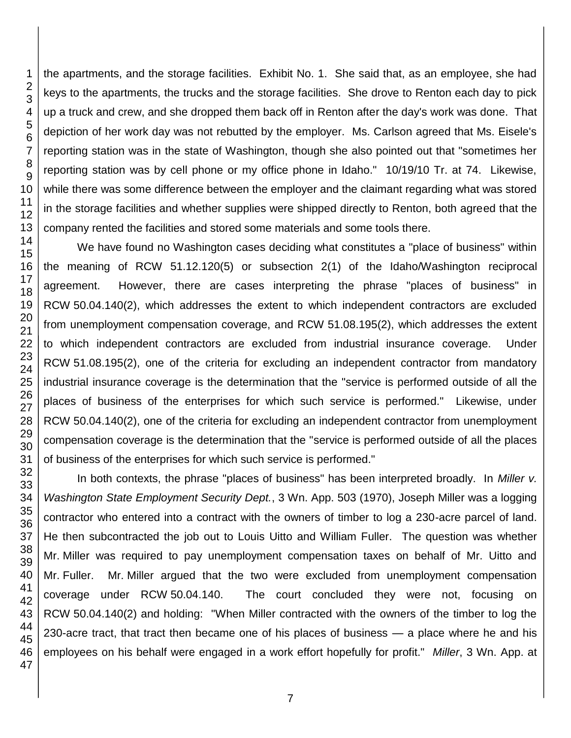the apartments, and the storage facilities. Exhibit No. 1. She said that, as an employee, she had keys to the apartments, the trucks and the storage facilities. She drove to Renton each day to pick up a truck and crew, and she dropped them back off in Renton after the day's work was done. That depiction of her work day was not rebutted by the employer. Ms. Carlson agreed that Ms. Eisele's reporting station was in the state of Washington, though she also pointed out that "sometimes her reporting station was by cell phone or my office phone in Idaho." 10/19/10 Tr. at 74. Likewise, while there was some difference between the employer and the claimant regarding what was stored in the storage facilities and whether supplies were shipped directly to Renton, both agreed that the company rented the facilities and stored some materials and some tools there.

We have found no Washington cases deciding what constitutes a "place of business" within the meaning of RCW 51.12.120(5) or subsection 2(1) of the Idaho/Washington reciprocal agreement. However, there are cases interpreting the phrase "places of business" in RCW 50.04.140(2), which addresses the extent to which independent contractors are excluded from unemployment compensation coverage, and RCW 51.08.195(2), which addresses the extent to which independent contractors are excluded from industrial insurance coverage. Under RCW 51.08.195(2), one of the criteria for excluding an independent contractor from mandatory industrial insurance coverage is the determination that the "service is performed outside of all the places of business of the enterprises for which such service is performed." Likewise, under RCW 50.04.140(2), one of the criteria for excluding an independent contractor from unemployment compensation coverage is the determination that the "service is performed outside of all the places of business of the enterprises for which such service is performed."

In both contexts, the phrase "places of business" has been interpreted broadly. In *Miller v. Washington State Employment Security Dept.*, 3 Wn. App. 503 (1970), Joseph Miller was a logging contractor who entered into a contract with the owners of timber to log a 230-acre parcel of land. He then subcontracted the job out to Louis Uitto and William Fuller. The question was whether Mr. Miller was required to pay unemployment compensation taxes on behalf of Mr. Uitto and Mr. Fuller. Mr. Miller argued that the two were excluded from unemployment compensation coverage under RCW 50.04.140. The court concluded they were not, focusing on RCW 50.04.140(2) and holding: "When Miller contracted with the owners of the timber to log the 230-acre tract, that tract then became one of his places of business — a place where he and his employees on his behalf were engaged in a work effort hopefully for profit." *Miller*, 3 Wn. App. at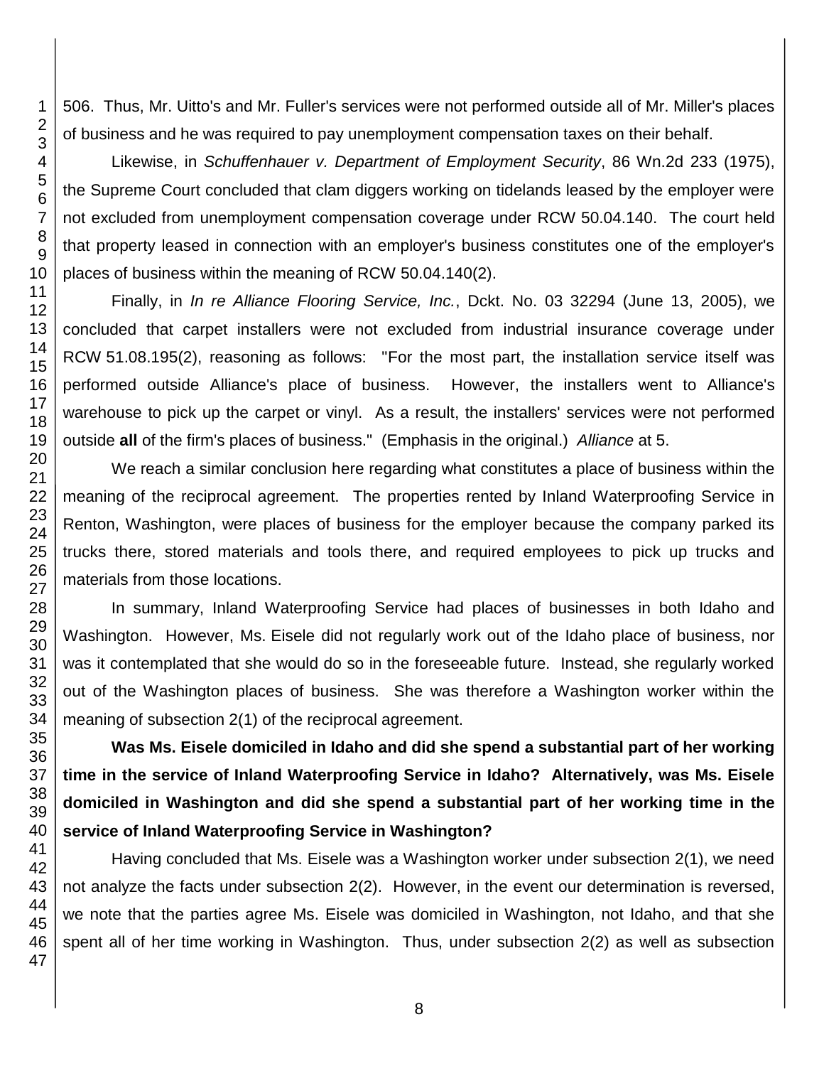506. Thus, Mr. Uitto's and Mr. Fuller's services were not performed outside all of Mr. Miller's places of business and he was required to pay unemployment compensation taxes on their behalf.

Likewise, in *Schuffenhauer v. Department of Employment Security*, 86 Wn.2d 233 (1975), the Supreme Court concluded that clam diggers working on tidelands leased by the employer were not excluded from unemployment compensation coverage under RCW 50.04.140. The court held that property leased in connection with an employer's business constitutes one of the employer's places of business within the meaning of RCW 50.04.140(2).

Finally, in *In re Alliance Flooring Service, Inc.*, Dckt. No. 03 32294 (June 13, 2005), we concluded that carpet installers were not excluded from industrial insurance coverage under RCW 51.08.195(2), reasoning as follows: "For the most part, the installation service itself was performed outside Alliance's place of business. However, the installers went to Alliance's warehouse to pick up the carpet or vinyl. As a result, the installers' services were not performed outside **all** of the firm's places of business." (Emphasis in the original.) *Alliance* at 5.

We reach a similar conclusion here regarding what constitutes a place of business within the meaning of the reciprocal agreement. The properties rented by Inland Waterproofing Service in Renton, Washington, were places of business for the employer because the company parked its trucks there, stored materials and tools there, and required employees to pick up trucks and materials from those locations.

In summary, Inland Waterproofing Service had places of businesses in both Idaho and Washington. However, Ms. Eisele did not regularly work out of the Idaho place of business, nor was it contemplated that she would do so in the foreseeable future. Instead, she regularly worked out of the Washington places of business. She was therefore a Washington worker within the meaning of subsection 2(1) of the reciprocal agreement.

**Was Ms. Eisele domiciled in Idaho and did she spend a substantial part of her working time in the service of Inland Waterproofing Service in Idaho? Alternatively, was Ms. Eisele domiciled in Washington and did she spend a substantial part of her working time in the service of Inland Waterproofing Service in Washington?**

Having concluded that Ms. Eisele was a Washington worker under subsection 2(1), we need not analyze the facts under subsection 2(2). However, in the event our determination is reversed, we note that the parties agree Ms. Eisele was domiciled in Washington, not Idaho, and that she spent all of her time working in Washington. Thus, under subsection 2(2) as well as subsection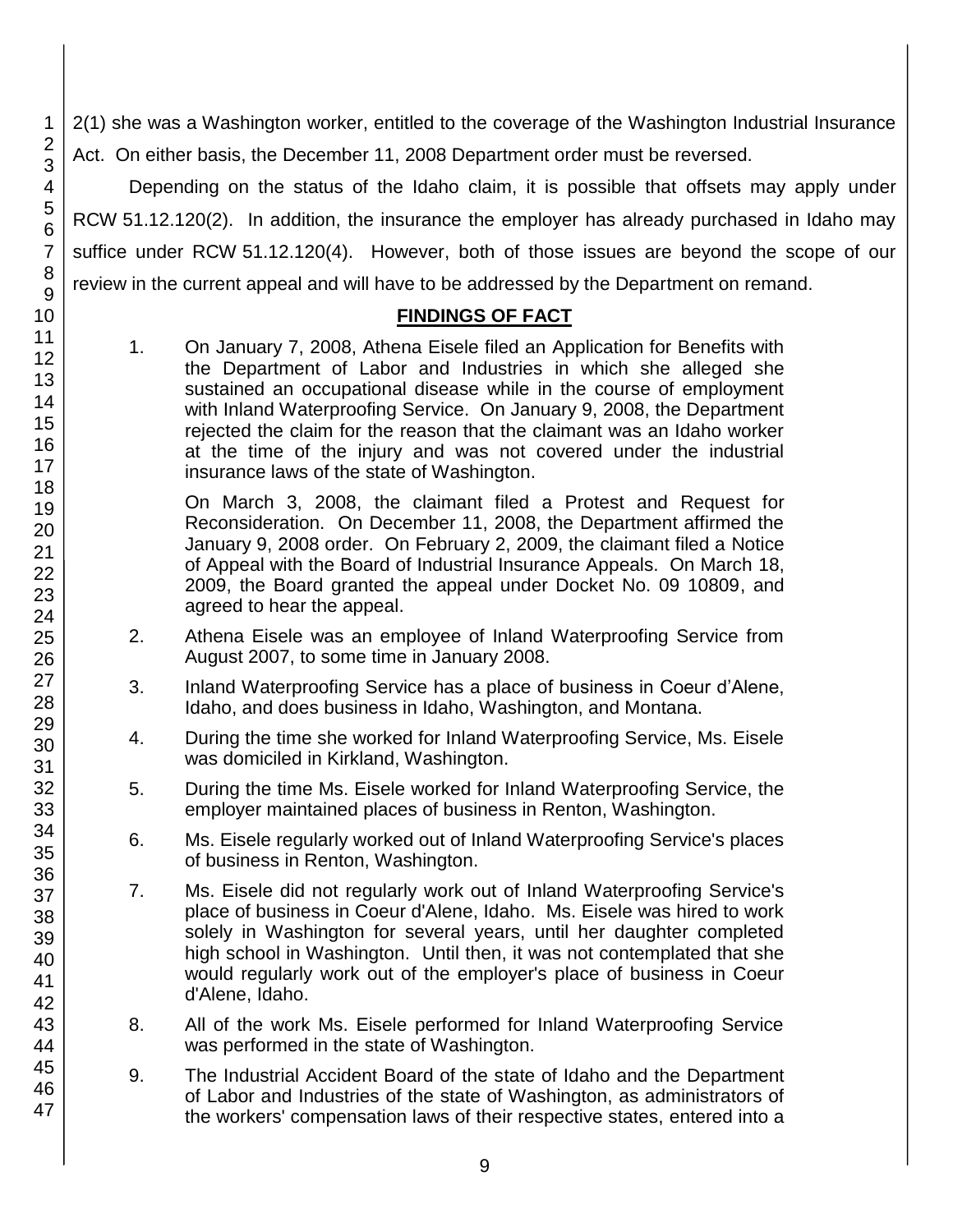2(1) she was a Washington worker, entitled to the coverage of the Washington Industrial Insurance Act. On either basis, the December 11, 2008 Department order must be reversed.

Depending on the status of the Idaho claim, it is possible that offsets may apply under RCW 51.12.120(2). In addition, the insurance the employer has already purchased in Idaho may suffice under RCW 51.12.120(4). However, both of those issues are beyond the scope of our review in the current appeal and will have to be addressed by the Department on remand.

## FINDINGS OF FACT

1. On January 7, 2008, Athena Eisele filed an Application for Benefits with the Department of Labor and Industries in which she alleged she sustained an occupational disease while in the course of employment with Inland Waterproofing Service. On January 9, 2008, the Department rejected the claim for the reason that the claimant was an Idaho worker at the time of the injury and was not covered under the industrial insurance laws of the state of Washington.

   On March 3, 2008, the claimant filed a Protest and Request for Reconsideration. On December 11, 2008, the Department affirmed the January 9, 2008 order. On February 2, 2009, the claimant filed a Notice of Appeal with the Board of Industrial Insurance Appeals. On March 18, 2009, the Board granted the appeal under Docket No. 09 10809, and agreed to hear the appeal.

2. Athena Eisele was an employee of Inland Waterproofing Service from August 2007, to some time in January 2008.

3. Inland Waterproofing Service has a place of business in Coeur d'Alene, Idaho, and does business in Idaho, Washington, and Montana.

4. During the time she worked for Inland Waterproofing Service, Ms. Eisele was domiciled in Kirkland, Washington.

5. During the time Ms. Eisele worked for Inland Waterproofing Service, the employer maintained places of business in Renton, Washington.

6. Ms. Eisele regularly worked out of Inland Waterproofing Service's places of business in Renton, Washington.

7. Ms. Eisele did not regularly work out of Inland Waterproofing Service's place of business in Coeur d'Alene, Idaho. Ms. Eisele was hired to work solely in Washington for several years, until her daughter completed high school in Washington. Until then, it was not contemplated that she would regularly work out of the employer's place of business in Coeur d'Alene, Idaho.

8. All of the work Ms. Eisele performed for Inland Waterproofing Service was performed in the state of Washington.

9. The Industrial Accident Board of the state of Idaho and the Department of Labor and Industries of the state of Washington, as administrators of the workers' compensation laws of their respective states, entered into a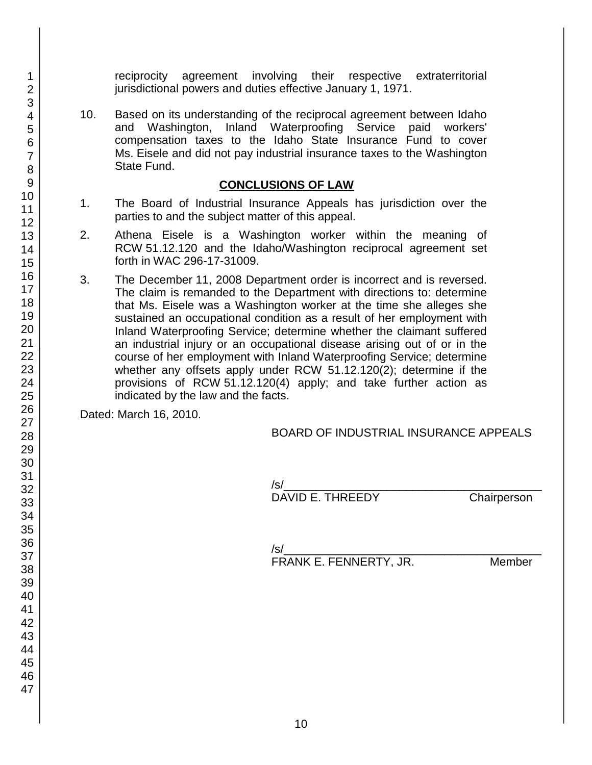reciprocity agreement involving their respective extraterritorial jurisdictional powers and duties effective January 1, 1971.

10. Based on its understanding of the reciprocal agreement between Idaho and Washington, Inland Waterproofing Service paid workers' compensation taxes to the Idaho State Insurance Fund to cover Ms. Eisele and did not pay industrial insurance taxes to the Washington State Fund.

## CONCLUSIONS OF LAW

1. The Board of Industrial Insurance Appeals has jurisdiction over the parties to and the subject matter of this appeal.

2. Athena Eisele is a Washington worker within the meaning of RCW 51.12.120 and the Idaho/Washington reciprocal agreement set forth in WAC 296-17-31009.

3. The December 11, 2008 Department order is incorrect and is reversed. The claim is remanded to the Department with directions to: determine that Ms. Eisele was a Washington worker at the time she alleges she sustained an occupational condition as a result of her employment with Inland Waterproofing Service; determine whether the claimant suffered an industrial injury or an occupational disease arising out of or in the course of her employment with Inland Waterproofing Service; determine whether any offsets apply under RCW 51.12.120(2); determine if the provisions of RCW 51.12.120(4) apply; and take further action as indicated by the law and the facts.

Dated: March 16, 2010.

BOARD OF INDUSTRIAL INSURANCE APPEALS

/s/
DAVID E. THREEDY Chairperson

/s/
FRANK E. FENNERTY, JR. Member